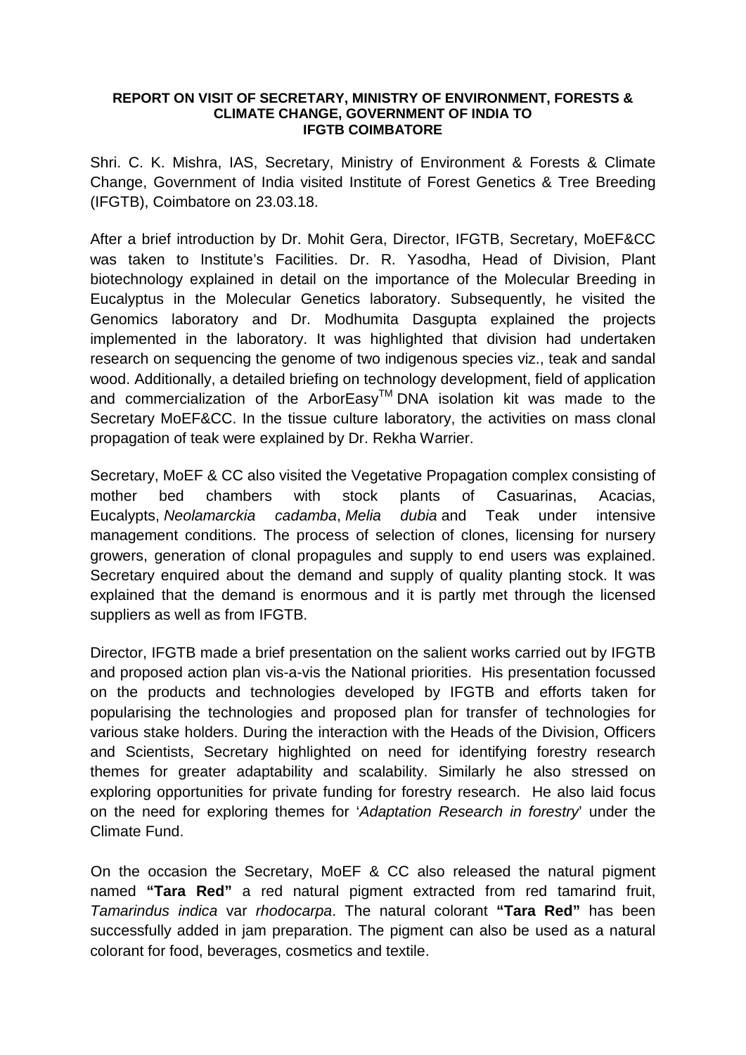**REPORT ON VISIT OF SECRETARY, MINISTRY OF ENVIRONMENT, FORESTS & CLIMATE CHANGE, GOVERNMENT OF INDIA TO IFGTB COIMBATORE**

Shri. C. K. Mishra, IAS, Secretary, Ministry of Environment & Forests & Climate Change, Government of India visited Institute of Forest Genetics & Tree Breeding (IFGTB), Coimbatore on 23.03.18.

After a brief introduction by Dr. Mohit Gera, Director, IFGTB, Secretary, MoEF&CC was taken to Institute's Facilities. Dr. R. Yasodha, Head of Division, Plant biotechnology explained in detail on the importance of the Molecular Breeding in Eucalyptus in the Molecular Genetics laboratory. Subsequently, he visited the Genomics laboratory and Dr. Modhumita Dasgupta explained the projects implemented in the laboratory. It was highlighted that division had undertaken research on sequencing the genome of two indigenous species viz., teak and sandal wood. Additionally, a detailed briefing on technology development, field of application and commercialization of the ArborEasy™ DNA isolation kit was made to the Secretary MoEF&CC. In the tissue culture laboratory, the activities on mass clonal propagation of teak were explained by Dr. Rekha Warrier.

Secretary, MoEF & CC also visited the Vegetative Propagation complex consisting of mother bed chambers with stock plants of Casuarinas, Acacias, Eucalypts, *Neolamarckia cadamba*, *Melia dubia* and Teak under intensive management conditions. The process of selection of clones, licensing for nursery growers, generation of clonal propagules and supply to end users was explained. Secretary enquired about the demand and supply of quality planting stock. It was explained that the demand is enormous and it is partly met through the licensed suppliers as well as from IFGTB.

Director, IFGTB made a brief presentation on the salient works carried out by IFGTB and proposed action plan vis-a-vis the National priorities. His presentation focussed on the products and technologies developed by IFGTB and efforts taken for popularising the technologies and proposed plan for transfer of technologies for various stake holders. During the interaction with the Heads of the Division, Officers and Scientists, Secretary highlighted on need for identifying forestry research themes for greater adaptability and scalability. Similarly he also stressed on exploring opportunities for private funding for forestry research. He also laid focus on the need for exploring themes for '*Adaptation Research in forestry*' under the Climate Fund.

On the occasion the Secretary, MoEF & CC also released the natural pigment named **"Tara Red"** a red natural pigment extracted from red tamarind fruit, *Tamarindus indica* var *rhodocarpa*. The natural colorant **"Tara Red"** has been successfully added in jam preparation. The pigment can also be used as a natural colorant for food, beverages, cosmetics and textile.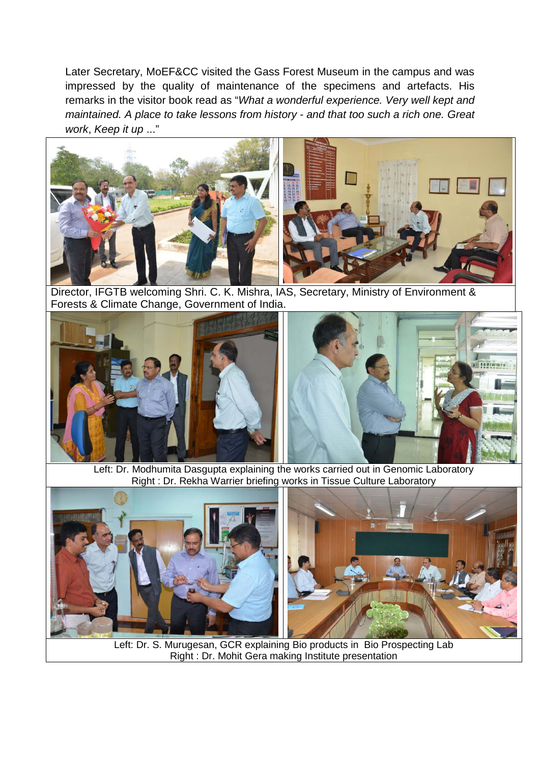Later Secretary, MoEF&CC visited the Gass Forest Museum in the campus and was impressed by the quality of maintenance of the specimens and artefacts. His remarks in the visitor book read as "*What a wonderful experience. Very well kept and maintained. A place to take lessons from history - and that too such a rich one. Great work*, *Keep it up* ..."

Director, IFGTB welcoming Shri. C. K. Mishra, IAS, Secretary, Ministry of Environment & Forests & Climate Change, Government of India.

Left: Dr. Modhumita Dasgupta explaining the works carried out in Genomic Laboratory
Right : Dr. Rekha Warrier briefing works in Tissue Culture Laboratory

Left: Dr. S. Murugesan, GCR explaining Bio products in Bio Prospecting Lab
Right : Dr. Mohit Gera making Institute presentation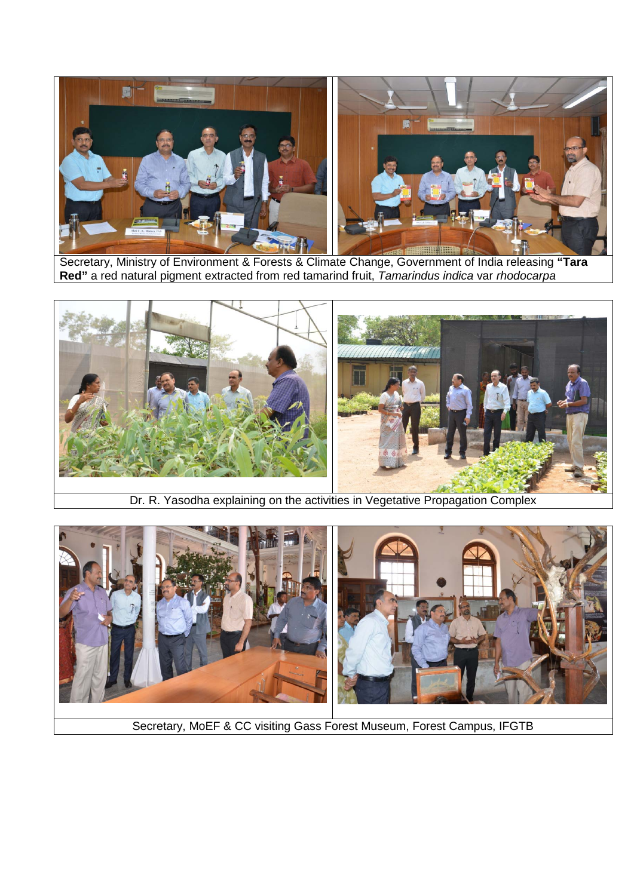Secretary, Ministry of Environment & Forests & Climate Change, Government of India releasing **"Tara Red"** a red natural pigment extracted from red tamarind fruit, *Tamarindus indica* var *rhodocarpa*

Dr. R. Yasodha explaining on the activities in Vegetative Propagation Complex

Secretary, MoEF & CC visiting Gass Forest Museum, Forest Campus, IFGTB